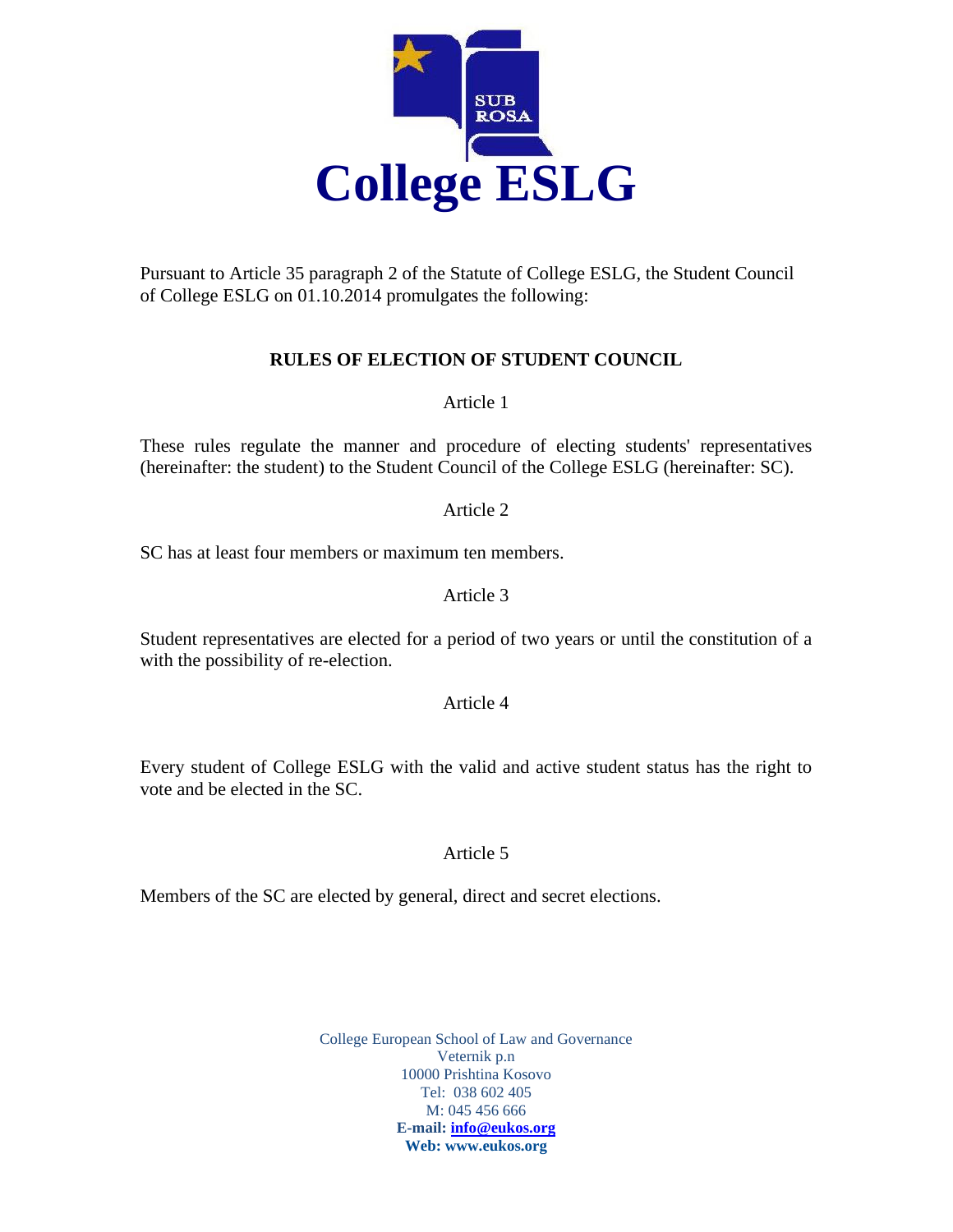**College ESLG**

Pursuant to Article 35 paragraph 2 of the Statute of College ESLG, the Student Council of College ESLG on 01.10.2014 promulgates the following:

## RULES OF ELECTION OF STUDENT COUNCIL

### Article 1

These rules regulate the manner and procedure of electing students' representatives (hereinafter: the student) to the Student Council of the College ESLG (hereinafter: SC).

### Article 2

SC has at least four members or maximum ten members.

### Article 3

Student representatives are elected for a period of two years or until the constitution of a with the possibility of re-election.

### Article 4

Every student of College ESLG with the valid and active student status has the right to vote and be elected in the SC.

### Article 5

Members of the SC are elected by general, direct and secret elections.

College European School of Law and Governance
Veternik p.n
10000 Prishtina Kosovo
Tel: 038 602 405
M: 045 456 666
**E-mail: info@eukos.org**
**Web: www.eukos.org**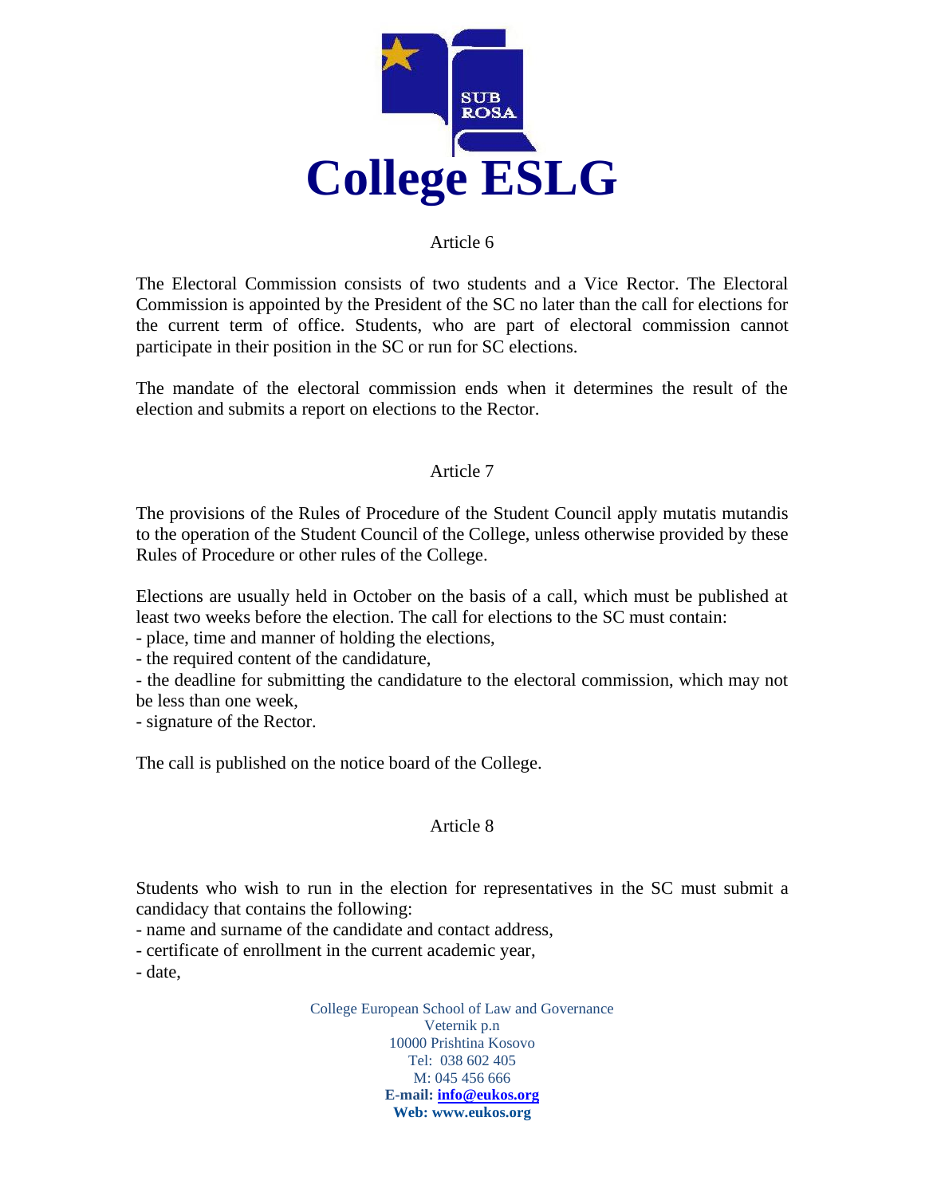### Article 6

The Electoral Commission consists of two students and a Vice Rector. The Electoral Commission is appointed by the President of the SC no later than the call for elections for the current term of office. Students, who are part of electoral commission cannot participate in their position in the SC or run for SC elections.

The mandate of the electoral commission ends when it determines the result of the election and submits a report on elections to the Rector.

### Article 7

The provisions of the Rules of Procedure of the Student Council apply mutatis mutandis to the operation of the Student Council of the College, unless otherwise provided by these Rules of Procedure or other rules of the College.

Elections are usually held in October on the basis of a call, which must be published at least two weeks before the election. The call for elections to the SC must contain:

- place, time and manner of holding the elections,
- the required content of the candidature,
- the deadline for submitting the candidature to the electoral commission, which may not be less than one week,
- signature of the Rector.

The call is published on the notice board of the College.

### Article 8

Students who wish to run in the election for representatives in the SC must submit a candidacy that contains the following:

- name and surname of the candidate and contact address,
- certificate of enrollment in the current academic year,
- date,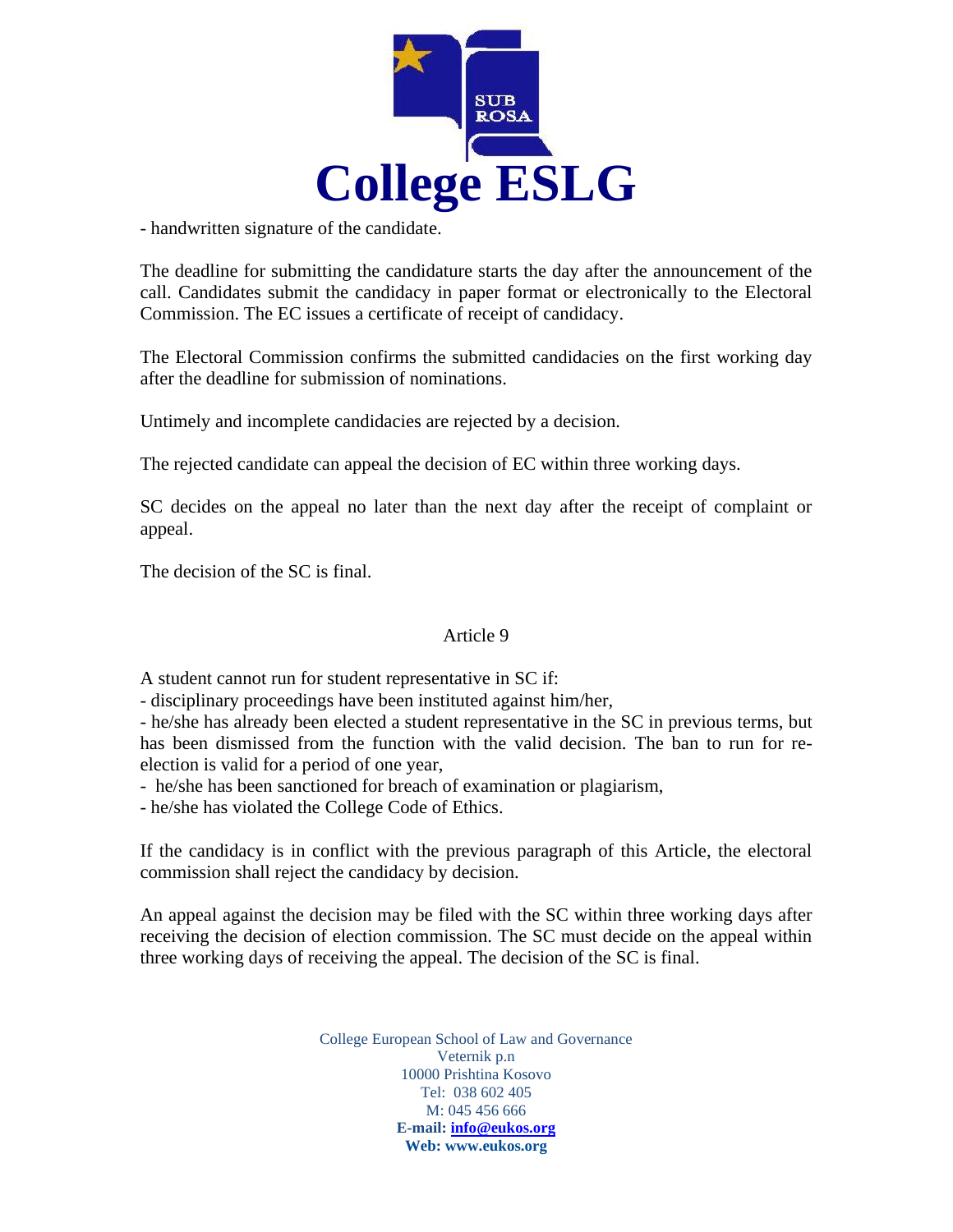- handwritten signature of the candidate.

The deadline for submitting the candidature starts the day after the announcement of the call. Candidates submit the candidacy in paper format or electronically to the Electoral Commission. The EC issues a certificate of receipt of candidacy.

The Electoral Commission confirms the submitted candidacies on the first working day after the deadline for submission of nominations.

Untimely and incomplete candidacies are rejected by a decision.

The rejected candidate can appeal the decision of EC within three working days.

SC decides on the appeal no later than the next day after the receipt of complaint or appeal.

The decision of the SC is final.

### Article 9

A student cannot run for student representative in SC if:

- disciplinary proceedings have been instituted against him/her,
- he/she has already been elected a student representative in the SC in previous terms, but has been dismissed from the function with the valid decision. The ban to run for re-election is valid for a period of one year,
- he/she has been sanctioned for breach of examination or plagiarism,
- he/she has violated the College Code of Ethics.

If the candidacy is in conflict with the previous paragraph of this Article, the electoral commission shall reject the candidacy by decision.

An appeal against the decision may be filed with the SC within three working days after receiving the decision of election commission. The SC must decide on the appeal within three working days of receiving the appeal. The decision of the SC is final.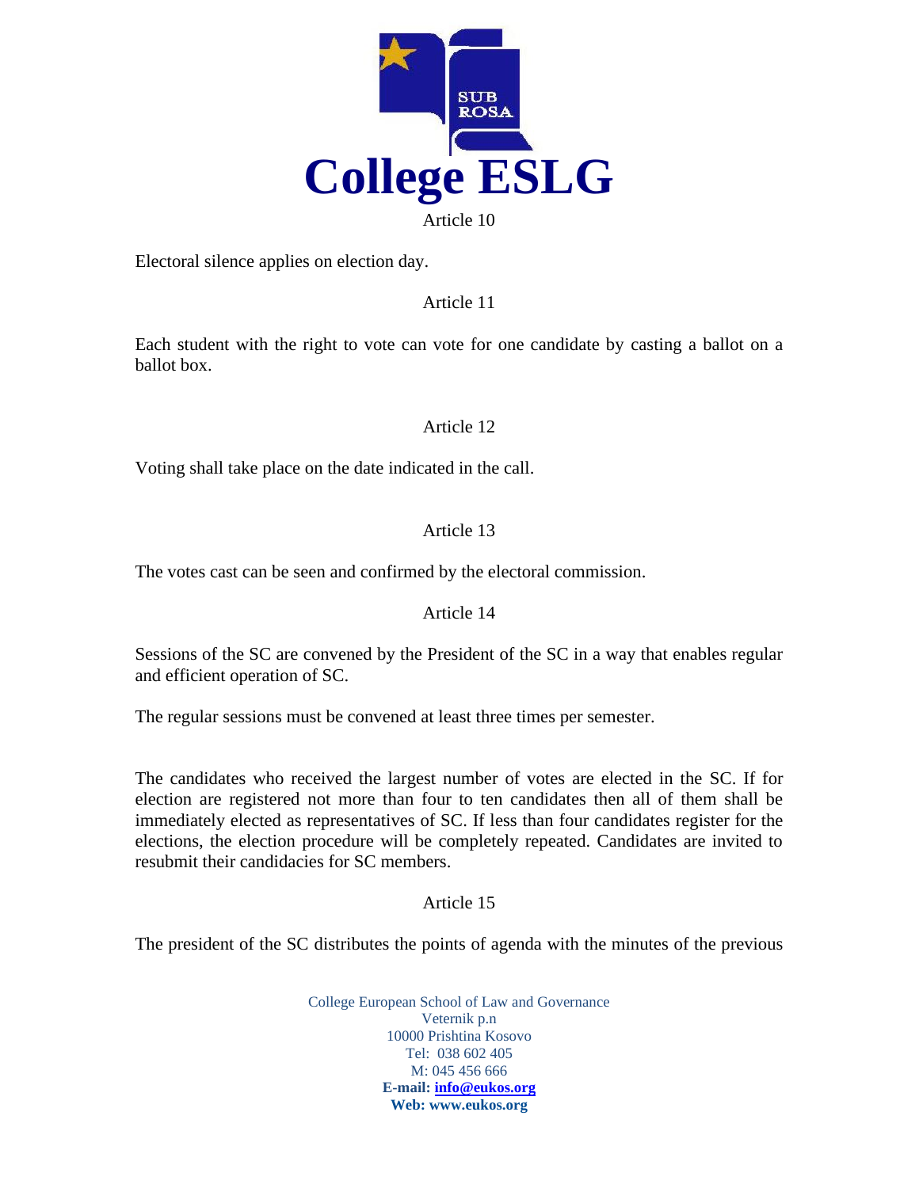Article 10

Electoral silence applies on election day.

Article 11

Each student with the right to vote can vote for one candidate by casting a ballot on a ballot box.

Article 12

Voting shall take place on the date indicated in the call.

Article 13

The votes cast can be seen and confirmed by the electoral commission.

Article 14

Sessions of the SC are convened by the President of the SC in a way that enables regular and efficient operation of SC.

The regular sessions must be convened at least three times per semester.

The candidates who received the largest number of votes are elected in the SC. If for election are registered not more than four to ten candidates then all of them shall be immediately elected as representatives of SC. If less than four candidates register for the elections, the election procedure will be completely repeated. Candidates are invited to resubmit their candidacies for SC members.

Article 15

The president of the SC distributes the points of agenda with the minutes of the previous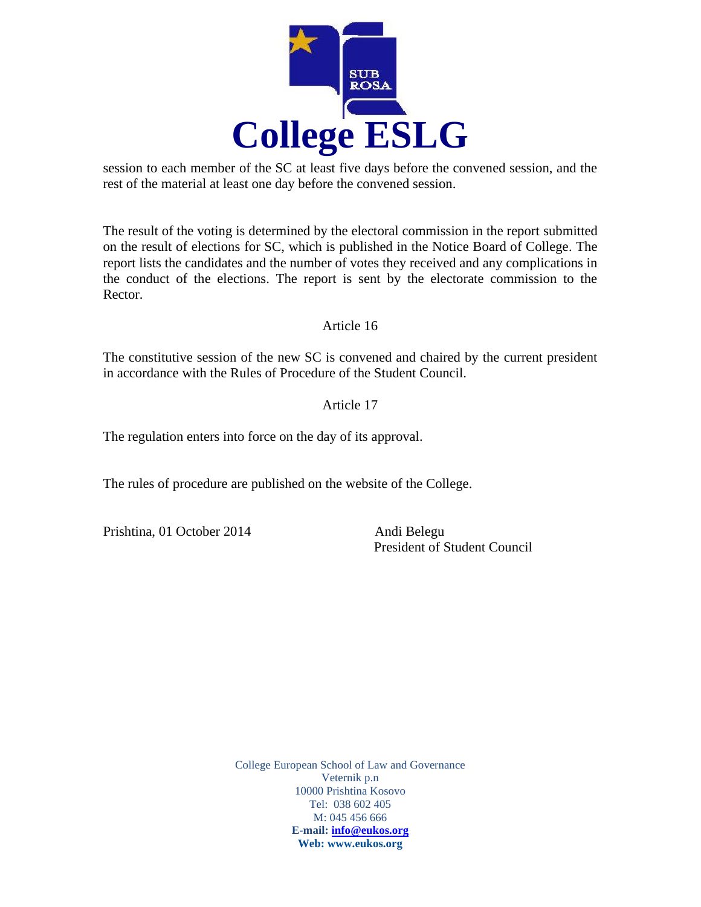session to each member of the SC at least five days before the convened session, and the rest of the material at least one day before the convened session.

The result of the voting is determined by the electoral commission in the report submitted on the result of elections for SC, which is published in the Notice Board of College. The report lists the candidates and the number of votes they received and any complications in the conduct of the elections. The report is sent by the electorate commission to the Rector.

Article 16

The constitutive session of the new SC is convened and chaired by the current president in accordance with the Rules of Procedure of the Student Council.

Article 17

The regulation enters into force on the day of its approval.

The rules of procedure are published on the website of the College.

Prishtina, 01 October 2014

Andi Belegu
President of Student Council